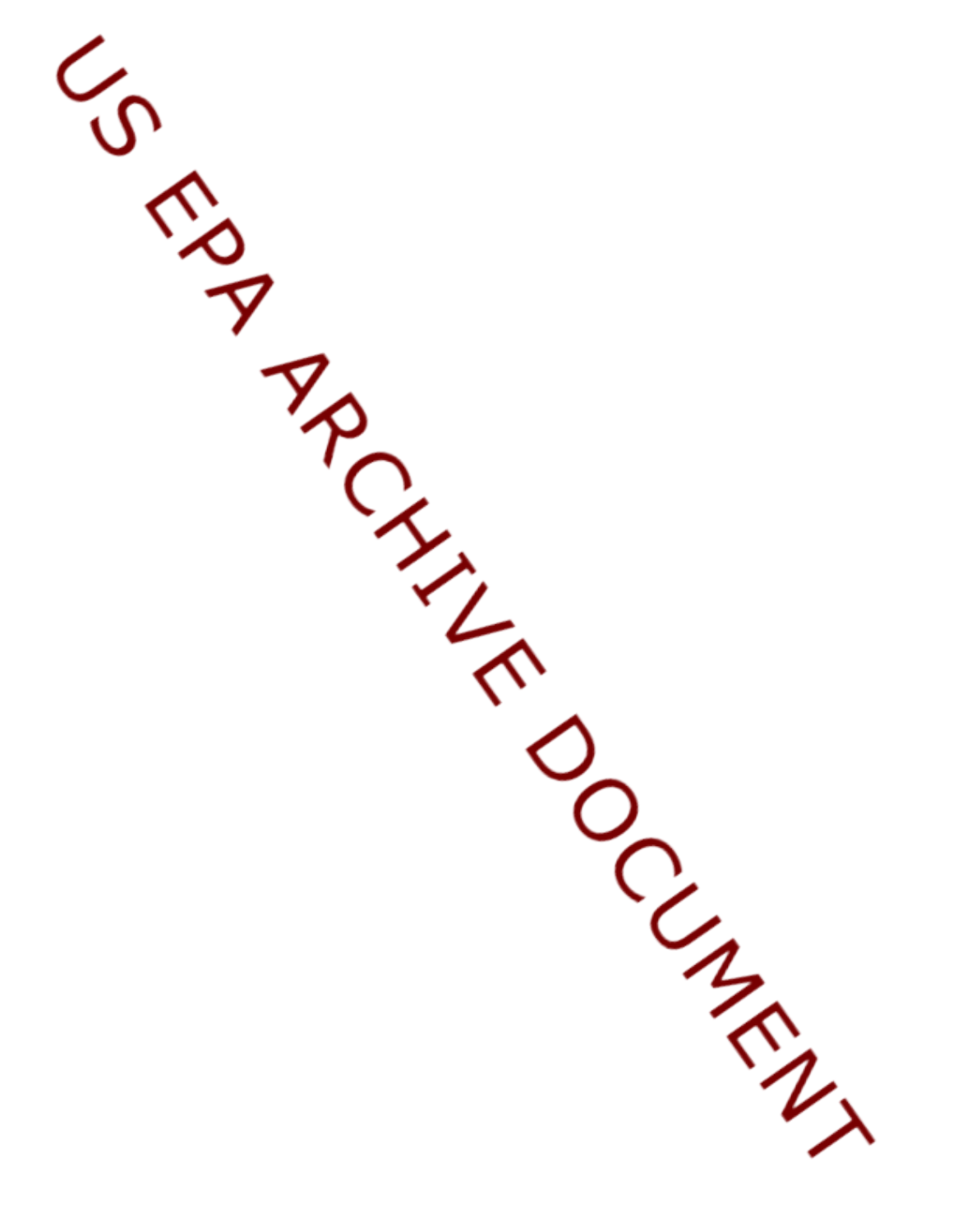US EPA ARCHIVE DOCUMENT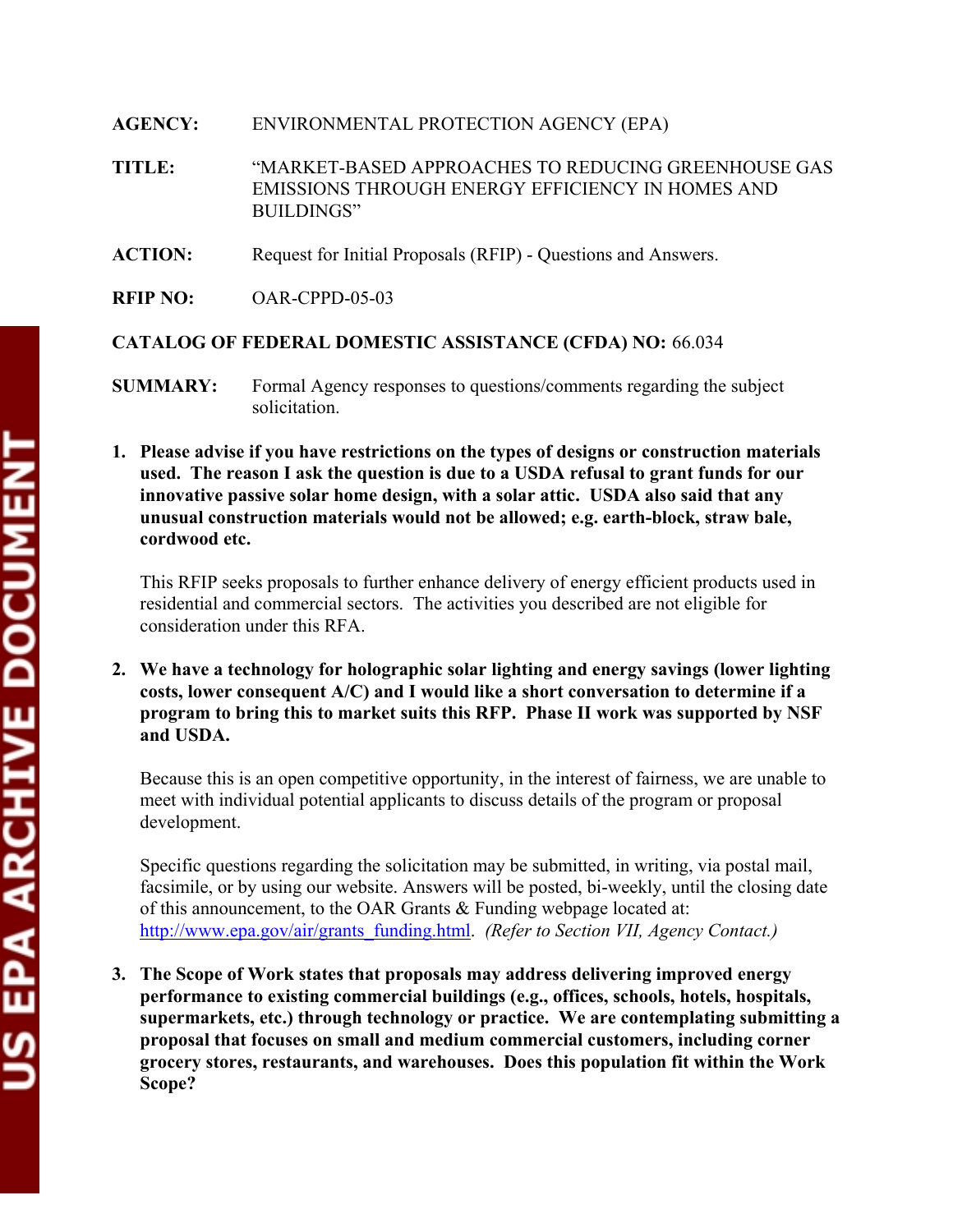**AGENCY:** ENVIRONMENTAL PROTECTION AGENCY (EPA)

**TITLE:** "MARKET-BASED APPROACHES TO REDUCING GREENHOUSE GAS EMISSIONS THROUGH ENERGY EFFICIENCY IN HOMES AND BUILDINGS"

**ACTION:** Request for Initial Proposals (RFIP) - Questions and Answers.

**RFIP NO:** OAR-CPPD-05-03

**CATALOG OF FEDERAL DOMESTIC ASSISTANCE (CFDA) NO:** 66.034

**SUMMARY:** Formal Agency responses to questions/comments regarding the subject solicitation.

1. **Please advise if you have restrictions on the types of designs or construction materials used. The reason I ask the question is due to a USDA refusal to grant funds for our innovative passive solar home design, with a solar attic. USDA also said that any unusual construction materials would not be allowed; e.g. earth-block, straw bale, cordwood etc.**

   This RFIP seeks proposals to further enhance delivery of energy efficient products used in residential and commercial sectors. The activities you described are not eligible for consideration under this RFA.

2. **We have a technology for holographic solar lighting and energy savings (lower lighting costs, lower consequent A/C) and I would like a short conversation to determine if a program to bring this to market suits this RFP. Phase II work was supported by NSF and USDA.**

   Because this is an open competitive opportunity, in the interest of fairness, we are unable to meet with individual potential applicants to discuss details of the program or proposal development.

   Specific questions regarding the solicitation may be submitted, in writing, via postal mail, facsimile, or by using our website. Answers will be posted, bi-weekly, until the closing date of this announcement, to the OAR Grants & Funding webpage located at: http://www.epa.gov/air/grants_funding.html. *(Refer to Section VII, Agency Contact.)*

3. **The Scope of Work states that proposals may address delivering improved energy performance to existing commercial buildings (e.g., offices, schools, hotels, hospitals, supermarkets, etc.) through technology or practice. We are contemplating submitting a proposal that focuses on small and medium commercial customers, including corner grocery stores, restaurants, and warehouses. Does this population fit within the Work Scope?**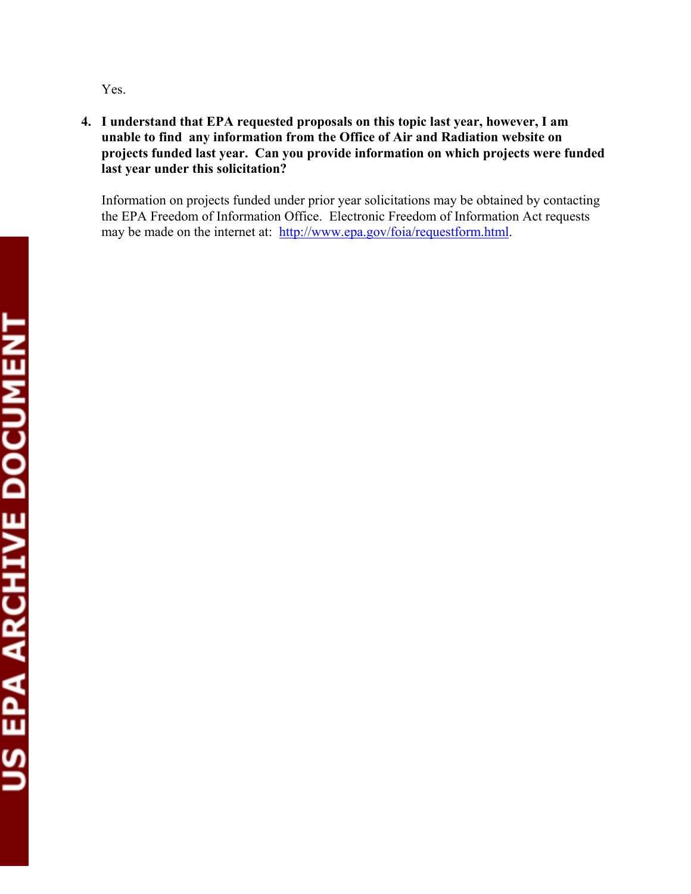Yes.

4. **I understand that EPA requested proposals on this topic last year, however, I am unable to find any information from the Office of Air and Radiation website on projects funded last year. Can you provide information on which projects were funded last year under this solicitation?**

   Information on projects funded under prior year solicitations may be obtained by contacting the EPA Freedom of Information Office. Electronic Freedom of Information Act requests may be made on the internet at: http://www.epa.gov/foia/requestform.html.